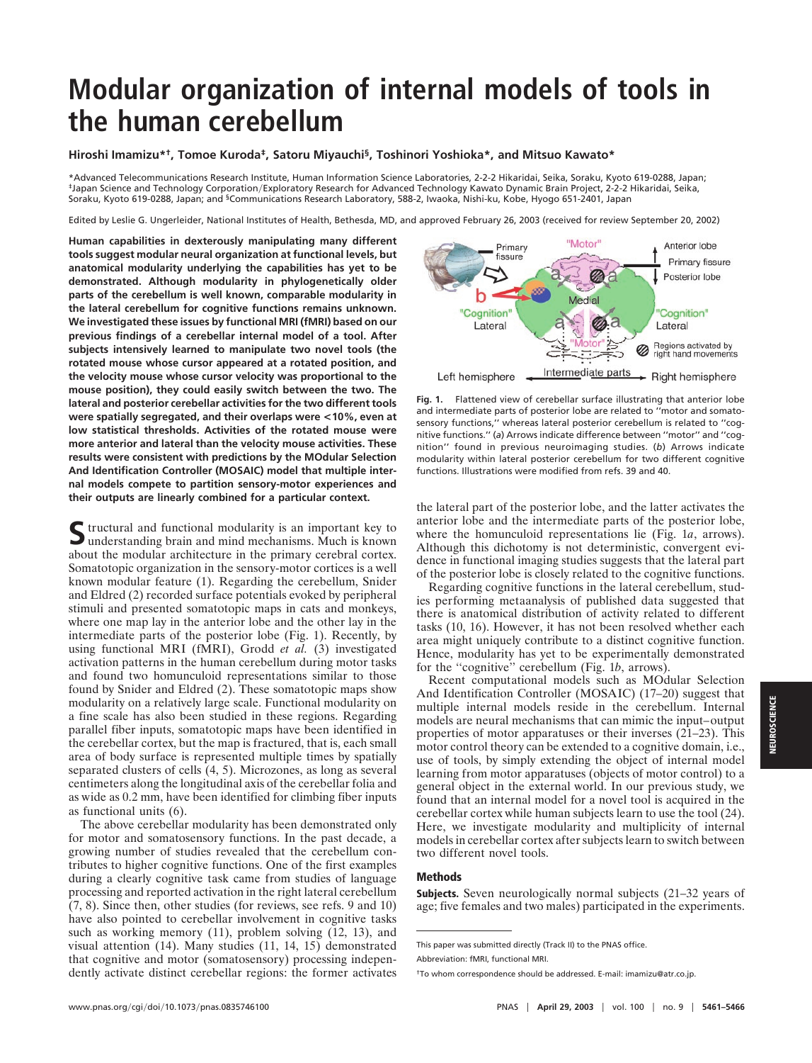# Modular organization of internal models of tools in the human cerebellum

**Hiroshi Imamizu*†, Tomoe Kuroda‡, Satoru Miyauchi§, Toshinori Yoshioka*, and Mitsuo Kawato***

*Advanced Telecommunications Research Institute, Human Information Science Laboratories, 2-2-2 Hikaridai, Seika, Soraku, Kyoto 619-0288, Japan; ‡Japan Science and Technology Corporation/Exploratory Research for Advanced Technology Kawato Dynamic Brain Project, 2-2-2 Hikaridai, Seika, Soraku, Kyoto 619-0288, Japan; and §Communications Research Laboratory, 588-2, Iwaoka, Nishi-ku, Kobe, Hyogo 651-2401, Japan

Edited by Leslie G. Ungerleider, National Institutes of Health, Bethesda, MD, and approved February 26, 2003 (received for review September 20, 2002)

**Human capabilities in dexterously manipulating many different tools suggest modular neural organization at functional levels, but anatomical modularity underlying the capabilities has yet to be demonstrated. Although modularity in phylogenetically older parts of the cerebellum is well known, comparable modularity in the lateral cerebellum for cognitive functions remains unknown. We investigated these issues by functional MRI (fMRI) based on our previous findings of a cerebellar internal model of a tool. After subjects intensively learned to manipulate two novel tools (the rotated mouse whose cursor appeared at a rotated position, and the velocity mouse whose cursor velocity was proportional to the mouse position), they could easily switch between the two. The lateral and posterior cerebellar activities for the two different tools were spatially segregated, and their overlaps were <10%, even at low statistical thresholds. Activities of the rotated mouse were more anterior and lateral than the velocity mouse activities. These results were consistent with predictions by the MOdular Selection And Identification Controller (MOSAIC) model that multiple internal models compete to partition sensory-motor experiences and their outputs are linearly combined for a particular context.**

Structural and functional modularity is an important key to understanding brain and mind mechanisms. Much is known about the modular architecture in the primary cerebral cortex. Somatotopic organization in the sensory-motor cortices is a well known modular feature (1). Regarding the cerebellum, Snider and Eldred (2) recorded surface potentials evoked by peripheral stimuli and presented somatotopic maps in cats and monkeys, where one map lay in the anterior lobe and the other lay in the intermediate parts of the posterior lobe (Fig. 1). Recently, by using functional MRI (fMRI), Grodd *et al.* (3) investigated activation patterns in the human cerebellum during motor tasks and found two homunculoid representations similar to those found by Snider and Eldred (2). These somatotopic maps show modularity on a relatively large scale. Functional modularity on a fine scale has also been studied in these regions. Regarding parallel fiber inputs, somatotopic maps have been identified in the cerebellar cortex, but the map is fractured, that is, each small area of body surface is represented multiple times by spatially separated clusters of cells (4, 5). Microzones, as long as several centimeters along the longitudinal axis of the cerebellar folia and as wide as 0.2 mm, have been identified for climbing fiber inputs as functional units (6).

The above cerebellar modularity has been demonstrated only for motor and somatosensory functions. In the past decade, a growing number of studies revealed that the cerebellum contributes to higher cognitive functions. One of the first examples during a clearly cognitive task came from studies of language processing and reported activation in the right lateral cerebellum (7, 8). Since then, other studies (for reviews, see refs. 9 and 10) have also pointed to cerebellar involvement in cognitive tasks such as working memory (11), problem solving (12, 13), and visual attention (14). Many studies (11, 14, 15) demonstrated that cognitive and motor (somatosensory) processing independently activate distinct cerebellar regions: the former activates the lateral part of the posterior lobe, and the latter activates the anterior lobe and the intermediate parts of the posterior lobe, where the homunculoid representations lie (Fig. 1*a*, arrows). Although this dichotomy is not deterministic, convergent evidence in functional imaging studies suggests that the lateral part of the posterior lobe is closely related to the cognitive functions.

**Fig. 1.** Flattened view of cerebellar surface illustrating that anterior lobe and intermediate parts of posterior lobe are related to "motor and somatosensory functions," whereas lateral posterior cerebellum is related to "cognitive functions." (*a*) Arrows indicate difference between "motor" and "cognition" found in previous neuroimaging studies. (*b*) Arrows indicate modularity within lateral posterior cerebellum for two different cognitive functions. Illustrations were modified from refs. 39 and 40.

Regarding cognitive functions in the lateral cerebellum, studies performing metaanalysis of published data suggested that there is anatomical distribution of activity related to different tasks (10, 16). However, it has not been resolved whether each area might uniquely contribute to a distinct cognitive function. Hence, modularity has yet to be experimentally demonstrated for the "cognitive" cerebellum (Fig. 1*b*, arrows).

Recent computational models such as MOdular Selection And Identification Controller (MOSAIC) (17–20) suggest that multiple internal models reside in the cerebellum. Internal models are neural mechanisms that can mimic the input–output properties of motor apparatuses or their inverses (21–23). This motor control theory can be extended to a cognitive domain, i.e., use of tools, by simply extending the object of internal model learning from motor apparatuses (objects of motor control) to a general object in the external world. In our previous study, we found that an internal model for a novel tool is acquired in the cerebellar cortex while human subjects learn to use the tool (24). Here, we investigate modularity and multiplicity of internal models in cerebellar cortex after subjects learn to switch between two different novel tools.

## Methods

**Subjects.** Seven neurologically normal subjects (21–32 years of age; five females and two males) participated in the experiments.

This paper was submitted directly (Track II) to the PNAS office.

Abbreviation: fMRI, functional MRI.

†To whom correspondence should be addressed. E-mail: imamizu@atr.co.jp.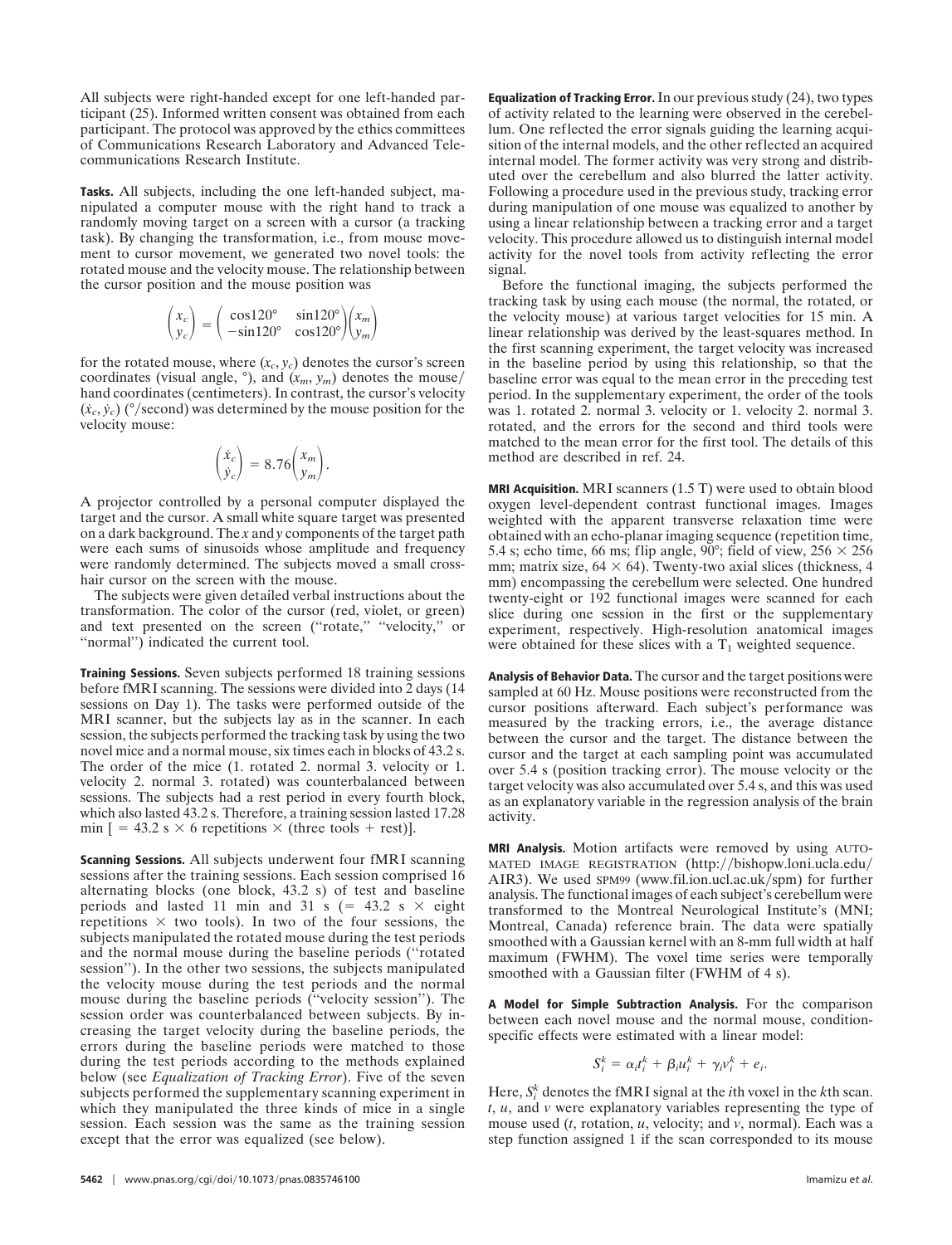All subjects were right-handed except for one left-handed participant (25). Informed written consent was obtained from each participant. The protocol was approved by the ethics committees of Communications Research Laboratory and Advanced Telecommunications Research Institute.

**Tasks.** All subjects, including the one left-handed subject, manipulated a computer mouse with the right hand to track a randomly moving target on a screen with a cursor (a tracking task). By changing the transformation, i.e., from mouse movement to cursor movement, we generated two novel tools: the rotated mouse and the velocity mouse. The relationship between the cursor position and the mouse position was

$$\begin{pmatrix} x_c \\ y_c \end{pmatrix} = \begin{pmatrix} \cos 120° & \sin 120° \\ -\sin 120° & \cos 120° \end{pmatrix} \begin{pmatrix} x_m \\ y_m \end{pmatrix}$$

for the rotated mouse, where $(x_c, y_c)$ denotes the cursor's screen coordinates (visual angle, °), and $(x_m, y_m)$ denotes the mouse/hand coordinates (centimeters). In contrast, the cursor's velocity $(\dot{x}_c, \dot{y}_c)$ (°/second) was determined by the mouse position for the velocity mouse:

$$\begin{pmatrix} \dot{x}_c \\ \dot{y}_c \end{pmatrix} = 8.76 \begin{pmatrix} x_m \\ y_m \end{pmatrix}.$$

A projector controlled by a personal computer displayed the target and the cursor. A small white square target was presented on a dark background. The *x* and *y* components of the target path were each sums of sinusoids whose amplitude and frequency were randomly determined. The subjects moved a small crosshair cursor on the screen with the mouse.

The subjects were given detailed verbal instructions about the transformation. The color of the cursor (red, violet, or green) and text presented on the screen ("rotate," "velocity," or "normal") indicated the current tool.

**Training Sessions.** Seven subjects performed 18 training sessions before fMRI scanning. The sessions were divided into 2 days (14 sessions on Day 1). The tasks were performed outside of the MRI scanner, but the subjects lay as in the scanner. In each session, the subjects performed the tracking task by using the two novel mice and a normal mouse, six times each in blocks of 43.2 s. The order of the mice (1. rotated 2. normal 3. velocity or 1. velocity 2. normal 3. rotated) was counterbalanced between sessions. The subjects had a rest period in every fourth block, which also lasted 43.2 s. Therefore, a training session lasted 17.28 min [ = 43.2 s × 6 repetitions × (three tools + rest)].

**Scanning Sessions.** All subjects underwent four fMRI scanning sessions after the training sessions. Each session comprised 16 alternating blocks (one block, 43.2 s) of test and baseline periods and lasted 11 min and 31 s (= 43.2 s × eight repetitions × two tools). In two of the four sessions, the subjects manipulated the rotated mouse during the test periods and the normal mouse during the baseline periods ("rotated session"). In the other two sessions, the subjects manipulated the velocity mouse during the test periods and the normal mouse during the baseline periods ("velocity session"). The session order was counterbalanced between subjects. By increasing the target velocity during the baseline periods, the errors during the baseline periods were matched to those during the test periods according to the methods explained below (see *Equalization of Tracking Error*). Five of the seven subjects performed the supplementary scanning experiment in which they manipulated the three kinds of mice in a single session. Each session was the same as the training session except that the error was equalized (see below).

**Equalization of Tracking Error.** In our previous study (24), two types of activity related to the learning were observed in the cerebellum. One reflected the error signals guiding the learning acquisition of the internal models, and the other reflected an acquired internal model. The former activity was very strong and distributed over the cerebellum and also blurred the latter activity. Following a procedure used in the previous study, tracking error during manipulation of one mouse was equalized to another by using a linear relationship between a tracking error and a target velocity. This procedure allowed us to distinguish internal model activity for the novel tools from activity reflecting the error signal.

Before the functional imaging, the subjects performed the tracking task by using each mouse (the normal, the rotated, or the velocity mouse) at various target velocities for 15 min. A linear relationship was derived by the least-squares method. In the first scanning experiment, the target velocity was increased in the baseline period by using this relationship, so that the baseline error was equal to the mean error in the preceding test period. In the supplementary experiment, the order of the tools was 1. rotated 2. normal 3. velocity or 1. velocity 2. normal 3. rotated, and the errors for the second and third tools were matched to the mean error for the first tool. The details of this method are described in ref. 24.

**MRI Acquisition.** MRI scanners (1.5 T) were used to obtain blood oxygen level-dependent contrast functional images. Images weighted with the apparent transverse relaxation time were obtained with an echo-planar imaging sequence (repetition time, 5.4 s; echo time, 66 ms; flip angle, 90°; field of view, 256 × 256 mm; matrix size, 64 × 64). Twenty-two axial slices (thickness, 4 mm) encompassing the cerebellum were selected. One hundred twenty-eight or 192 functional images were scanned for each slice during one session in the first or the supplementary experiment, respectively. High-resolution anatomical images were obtained for these slices with a $T_1$ weighted sequence.

**Analysis of Behavior Data.** The cursor and the target positions were sampled at 60 Hz. Mouse positions were reconstructed from the cursor positions afterward. Each subject's performance was measured by the tracking errors, i.e., the average distance between the cursor and the target. The distance between the cursor and the target at each sampling point was accumulated over 5.4 s (position tracking error). The mouse velocity or the target velocity was also accumulated over 5.4 s, and this was used as an explanatory variable in the regression analysis of the brain activity.

**MRI Analysis.** Motion artifacts were removed by using AUTOMATED IMAGE REGISTRATION (http://bishopw.loni.ucla.edu/AIR3). We used SPM99 (www.fil.ion.ucl.ac.uk/spm) for further analysis. The functional images of each subject's cerebellum were transformed to the Montreal Neurological Institute's (MNI; Montreal, Canada) reference brain. The data were spatially smoothed with a Gaussian kernel with an 8-mm full width at half maximum (FWHM). The voxel time series were temporally smoothed with a Gaussian filter (FWHM of 4 s).

**A Model for Simple Subtraction Analysis.** For the comparison between each novel mouse and the normal mouse, condition-specific effects were estimated with a linear model:

$$S_i^k = \alpha_i t_i^k + \beta_i u_i^k + \gamma_i v_i^k + e_i.$$

Here, $S_i^k$ denotes the fMRI signal at the *i*th voxel in the *k*th scan. *t*, *u*, and *v* were explanatory variables representing the type of mouse used (*t*, rotation, *u*, velocity; and *v*, normal). Each was a step function assigned 1 if the scan corresponded to its mouse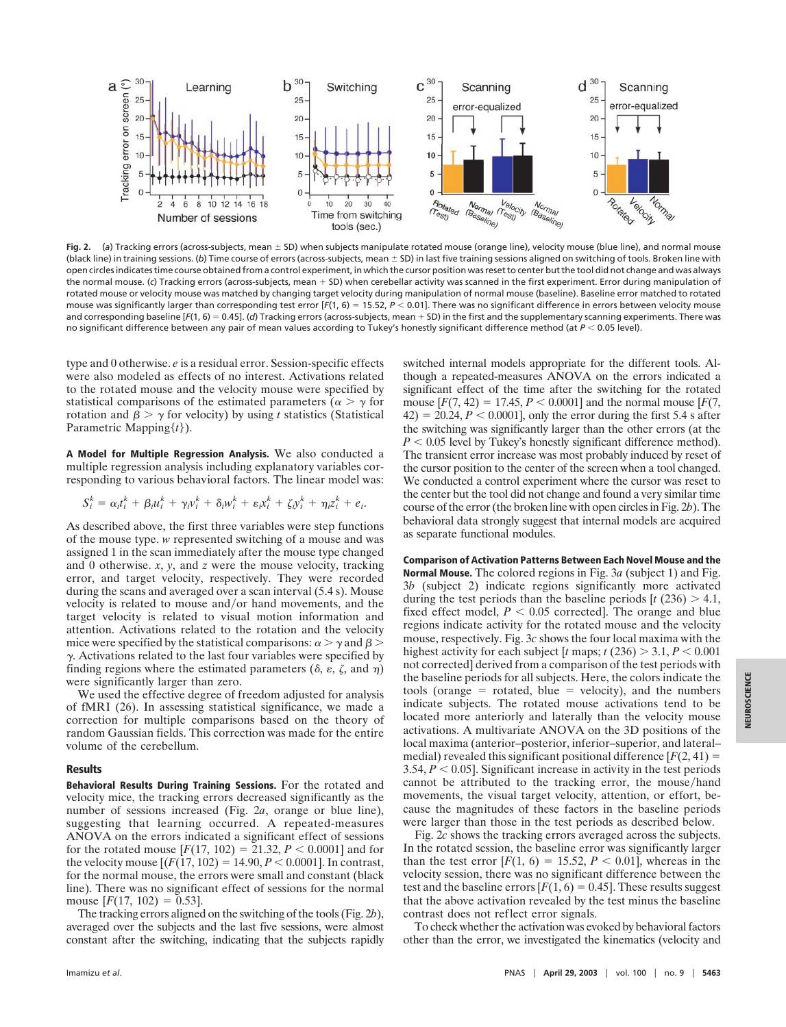Fig. 2. (*a*) Tracking errors (across-subjects, mean ± SD) when subjects manipulate rotated mouse (orange line), velocity mouse (blue line), and normal mouse (black line) in training sessions. (*b*) Time course of errors (across-subjects, mean ± SD) in last five training sessions aligned on switching of tools. Broken line with open circles indicates time course obtained from a control experiment, in which the cursor position was reset to center but the tool did not change and was always the normal mouse. (*c*) Tracking errors (across-subjects, mean + SD) when cerebellar activity was scanned in the first experiment. Error during manipulation of rotated mouse or velocity mouse was matched by changing target velocity during manipulation of normal mouse (baseline). Baseline error matched to rotated mouse was significantly larger than corresponding test error [$F(1, 6) = 15.52$, $P < 0.01$]. There was no significant difference in errors between velocity mouse and corresponding baseline [$F(1, 6) = 0.45$]. (*d*) Tracking errors (across-subjects, mean + SD) in the first and the supplementary scanning experiments. There was no significant difference between any pair of mean values according to Tukey's honestly significant difference method (at $P < 0.05$ level).

type and 0 otherwise. $e$ is a residual error. Session-specific effects were also modeled as effects of no interest. Activations related to the rotated mouse and the velocity mouse were specified by statistical comparisons of the estimated parameters ($\alpha > \gamma$ for rotation and $\beta > \gamma$ for velocity) by using $t$ statistics (Statistical Parametric Mapping{$t$}).

**A Model for Multiple Regression Analysis.** We also conducted a multiple regression analysis including explanatory variables corresponding to various behavioral factors. The linear model was:

$$S_i^k = \alpha_i t_i^k + \beta_i u_i^k + \gamma_i v_i^k + \delta_i w_i^k + \varepsilon_i x_i^k + \zeta_i y_i^k + \eta_i z_i^k + e_i.$$

As described above, the first three variables were step functions of the mouse type. $w$ represented switching of a mouse and was assigned 1 in the scan immediately after the mouse type changed and 0 otherwise. $x$, $y$, and $z$ were the mouse velocity, tracking error, and target velocity, respectively. They were recorded during the scans and averaged over a scan interval (5.4 s). Mouse velocity is related to mouse and/or hand movements, and the target velocity is related to visual motion information and attention. Activations related to the rotation and the velocity mice were specified by the statistical comparisons: $\alpha > \gamma$ and $\beta > \gamma$. Activations related to the last four variables were specified by finding regions where the estimated parameters ($\delta$, $\varepsilon$, $\zeta$, and $\eta$) were significantly larger than zero.

We used the effective degree of freedom adjusted for analysis of fMRI (26). In assessing statistical significance, we made a correction for multiple comparisons based on the theory of random Gaussian fields. This correction was made for the entire volume of the cerebellum.

## Results

**Behavioral Results During Training Sessions.** For the rotated and velocity mice, the tracking errors decreased significantly as the number of sessions increased (Fig. 2*a*, orange or blue line), suggesting that learning occurred. A repeated-measures ANOVA on the errors indicated a significant effect of sessions for the rotated mouse [$F(17, 102) = 21.32$, $P < 0.0001$] and for the velocity mouse [($F(17, 102) = 14.90$, $P < 0.0001$]. In contrast, for the normal mouse, the errors were small and constant (black line). There was no significant effect of sessions for the normal mouse [$F(17, 102) = 0.53$].

The tracking errors aligned on the switching of the tools (Fig. 2*b*), averaged over the subjects and the last five sessions, were almost constant after the switching, indicating that the subjects rapidly switched internal models appropriate for the different tools. Although a repeated-measures ANOVA on the errors indicated a significant effect of the time after the switching for the rotated mouse [$F(7, 42) = 17.45$, $P < 0.0001$] and the normal mouse [$F(7, 42) = 20.24$, $P < 0.0001$], only the error during the first 5.4 s after the switching was significantly larger than the other errors (at the $P < 0.05$ level by Tukey's honestly significant difference method). The transient error increase was most probably induced by reset of the cursor position to the center of the screen when a tool changed. We conducted a control experiment where the cursor was reset to the center but the tool did not change and found a very similar time course of the error (the broken line with open circles in Fig. 2*b*). The behavioral data strongly suggest that internal models are acquired as separate functional modules.

**Comparison of Activation Patterns Between Each Novel Mouse and the Normal Mouse.** The colored regions in Fig. 3*a* (subject 1) and Fig. 3*b* (subject 2) indicate regions significantly more activated during the test periods than the baseline periods [$t\ (236) > 4.1$, fixed effect model, $P < 0.05$ corrected]. The orange and blue regions indicate activity for the rotated mouse and the velocity mouse, respectively. Fig. 3*c* shows the four local maxima with the highest activity for each subject [$t$ maps; $t\ (236) > 3.1$, $P < 0.001$ not corrected] derived from a comparison of the test periods with the baseline periods for all subjects. Here, the colors indicate the tools (orange = rotated, blue = velocity), and the numbers indicate subjects. The rotated mouse activations tend to be located more anteriorly and laterally than the velocity mouse activations. A multivariate ANOVA on the 3D positions of the local maxima (anterior–posterior, inferior–superior, and lateral–medial) revealed this significant positional difference [$F(2, 41) = 3.54$, $P < 0.05$]. Significant increase in activity in the test periods cannot be attributed to the tracking error, the mouse/hand movements, the visual target velocity, attention, or effort, because the magnitudes of these factors in the baseline periods were larger than those in the test periods as described below.

Fig. 2*c* shows the tracking errors averaged across the subjects. In the rotated session, the baseline error was significantly larger than the test error [$F(1, 6) = 15.52$, $P < 0.01$], whereas in the velocity session, there was no significant difference between the test and the baseline errors [$F(1, 6) = 0.45$]. These results suggest that the above activation revealed by the test minus the baseline contrast does not reflect error signals.

To check whether the activation was evoked by behavioral factors other than the error, we investigated the kinematics (velocity and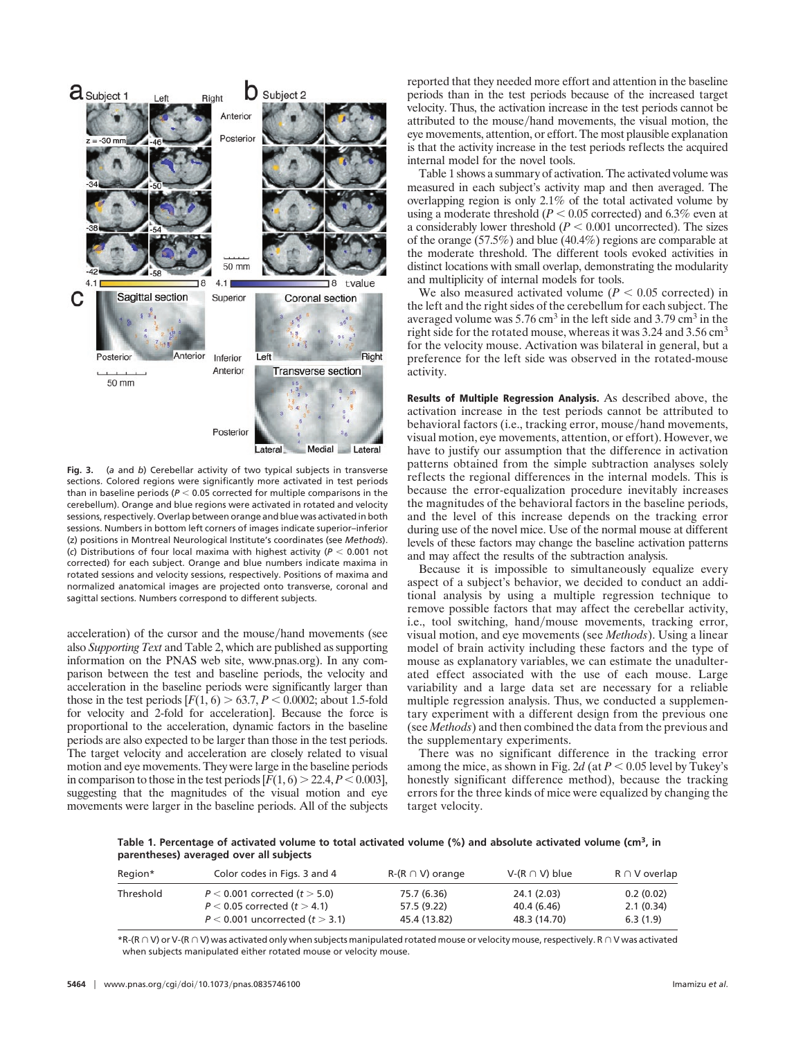**Fig. 3.** (*a* and *b*) Cerebellar activity of two typical subjects in transverse sections. Colored regions were significantly more activated in test periods than in baseline periods ($P < 0.05$ corrected for multiple comparisons in the cerebellum). Orange and blue regions were activated in rotated and velocity sessions, respectively. Overlap between orange and blue was activated in both sessions. Numbers in bottom left corners of images indicate superior–inferior (z) positions in Montreal Neurological Institute's coordinates (see *Methods*). (*c*) Distributions of four local maxima with highest activity ($P < 0.001$ not corrected) for each subject. Orange and blue numbers indicate maxima in rotated sessions and velocity sessions, respectively. Positions of maxima and normalized anatomical images are projected onto transverse, coronal and sagittal sections. Numbers correspond to different subjects.

acceleration) of the cursor and the mouse/hand movements (see also *Supporting Text* and Table 2, which are published as supporting information on the PNAS web site, www.pnas.org). In any comparison between the test and baseline periods, the velocity and acceleration in the baseline periods were significantly larger than those in the test periods [$F(1, 6) > 63.7$, $P < 0.0002$; about 1.5-fold for velocity and 2-fold for acceleration]. Because the force is proportional to the acceleration, dynamic factors in the baseline periods are also expected to be larger than those in the test periods. The target velocity and acceleration are closely related to visual motion and eye movements. They were large in the baseline periods in comparison to those in the test periods [$F(1, 6) > 22.4$, $P < 0.003$], suggesting that the magnitudes of the visual motion and eye movements were larger in the baseline periods. All of the subjects reported that they needed more effort and attention in the baseline periods than in the test periods because of the increased target velocity. Thus, the activation increase in the test periods cannot be attributed to the mouse/hand movements, the visual motion, the eye movements, attention, or effort. The most plausible explanation is that the activity increase in the test periods reflects the acquired internal model for the novel tools.

Table 1 shows a summary of activation. The activated volume was measured in each subject's activity map and then averaged. The overlapping region is only 2.1% of the total activated volume by using a moderate threshold ($P < 0.05$ corrected) and 6.3% even at a considerably lower threshold ($P < 0.001$ uncorrected). The sizes of the orange (57.5%) and blue (40.4%) regions are comparable at the moderate threshold. The different tools evoked activities in distinct locations with small overlap, demonstrating the modularity and multiplicity of internal models for tools.

We also measured activated volume ($P < 0.05$ corrected) in the left and the right sides of the cerebellum for each subject. The averaged volume was 5.76 $cm^3$ in the left side and 3.79 $cm^3$ in the right side for the rotated mouse, whereas it was 3.24 and 3.56 $cm^3$ for the velocity mouse. Activation was bilateral in general, but a preference for the left side was observed in the rotated-mouse activity.

**Results of Multiple Regression Analysis.** As described above, the activation increase in the test periods cannot be attributed to behavioral factors (i.e., tracking error, mouse/hand movements, visual motion, eye movements, attention, or effort). However, we have to justify our assumption that the difference in activation patterns obtained from the simple subtraction analyses solely reflects the regional differences in the internal models. This is because the error-equalization procedure inevitably increases the magnitudes of the behavioral factors in the baseline periods, and the level of this increase depends on the tracking error during use of the novel mice. Use of the normal mouse at different levels of these factors may change the baseline activation patterns and may affect the results of the subtraction analysis.

Because it is impossible to simultaneously equalize every aspect of a subject's behavior, we decided to conduct an additional analysis by using a multiple regression technique to remove possible factors that may affect the cerebellar activity, i.e., tool switching, hand/mouse movements, tracking error, visual motion, and eye movements (see *Methods*). Using a linear model of brain activity including these factors and the type of mouse as explanatory variables, we can estimate the unadulterated effect associated with the use of each mouse. Large variability and a large data set are necessary for a reliable multiple regression analysis. Thus, we conducted a supplementary experiment with a different design from the previous one (see *Methods*) and then combined the data from the previous and the supplementary experiments.

There was no significant difference in the tracking error among the mice, as shown in Fig. 2*d* (at $P < 0.05$ level by Tukey's honestly significant difference method), because the tracking errors for the three kinds of mice were equalized by changing the target velocity.

**Table 1. Percentage of activated volume to total activated volume (%) and absolute activated volume ($cm^3$, in parentheses) averaged over all subjects**

| Region* | Color codes in Figs. 3 and 4 | R-(R ∩ V) orange | V-(R ∩ V) blue | R ∩ V overlap |
|---|---|---|---|---|
| Threshold | $P < 0.001$ corrected ($t > 5.0$) | 75.7 (6.36) | 24.1 (2.03) | 0.2 (0.02) |
| | $P < 0.05$ corrected ($t > 4.1$) | 57.5 (9.22) | 40.4 (6.46) | 2.1 (0.34) |
| | $P < 0.001$ uncorrected ($t > 3.1$) | 45.4 (13.82) | 48.3 (14.70) | 6.3 (1.9) |

*R-(R ∩ V) or V-(R ∩ V) was activated only when subjects manipulated rotated mouse or velocity mouse, respectively. R ∩ V was activated when subjects manipulated either rotated mouse or velocity mouse.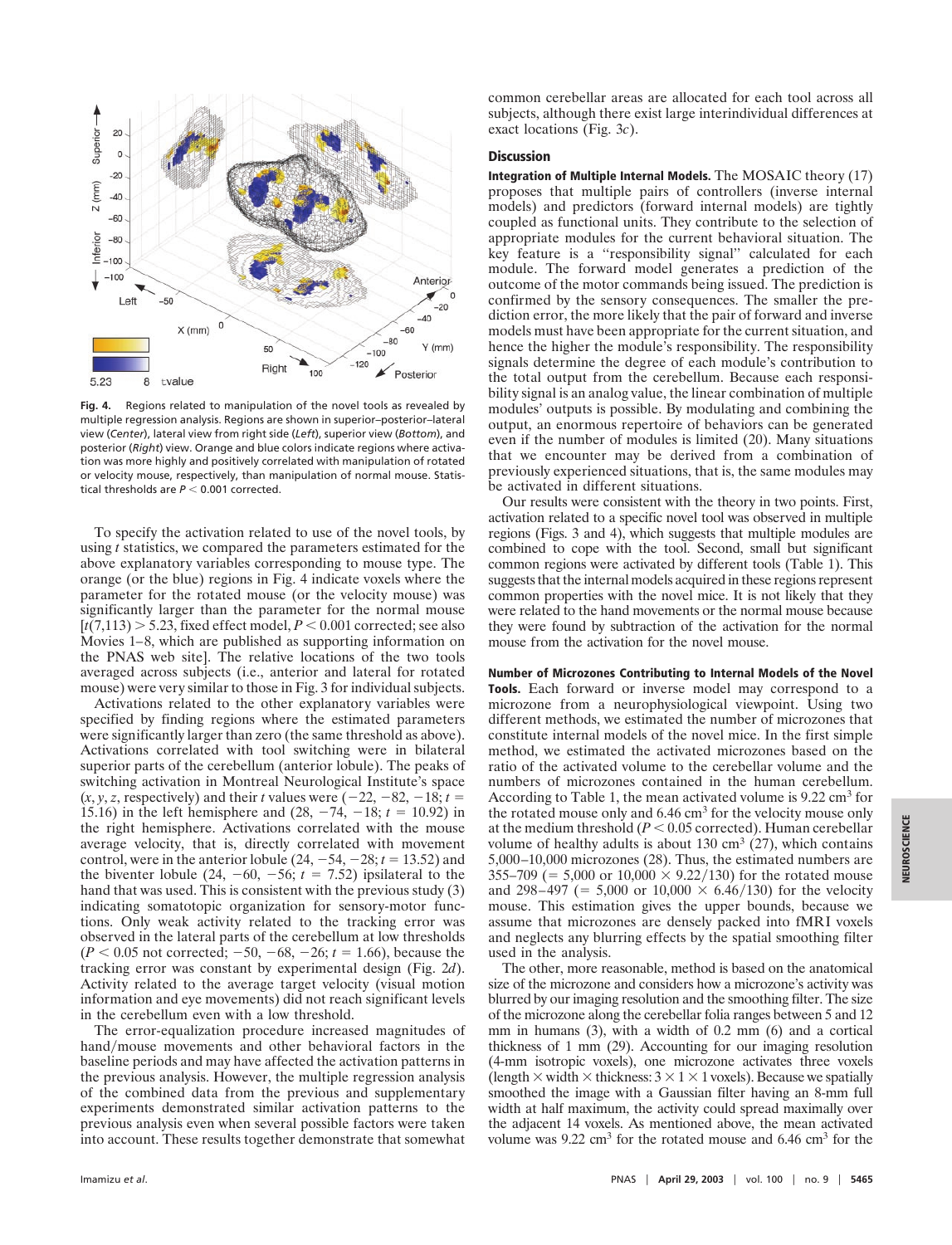**Fig. 4.** Regions related to manipulation of the novel tools as revealed by multiple regression analysis. Regions are shown in superior–posterior–lateral view (*Center*), lateral view from right side (*Left*), superior view (*Bottom*), and posterior (*Right*) view. Orange and blue colors indicate regions where activation was more highly and positively correlated with manipulation of rotated or velocity mouse, respectively, than manipulation of normal mouse. Statistical thresholds are $P < 0.001$ corrected.

To specify the activation related to use of the novel tools, by using $t$ statistics, we compared the parameters estimated for the above explanatory variables corresponding to mouse type. The orange (or the blue) regions in Fig. 4 indicate voxels where the parameter for the rotated mouse (or the velocity mouse) was significantly larger than the parameter for the normal mouse [$t(7,113) > 5.23$, fixed effect model, $P < 0.001$ corrected; see also Movies 1–8, which are published as supporting information on the PNAS web site]. The relative locations of the two tools averaged across subjects (i.e., anterior and lateral for rotated mouse) were very similar to those in Fig. 3 for individual subjects.

Activations related to the other explanatory variables were specified by finding regions where the estimated parameters were significantly larger than zero (the same threshold as above). Activations correlated with tool switching were in bilateral superior parts of the cerebellum (anterior lobule). The peaks of switching activation in Montreal Neurological Institute's space ($x, y, z$, respectively) and their $t$ values were ($-22, -82, -18$; $t = 15.16$) in the left hemisphere and ($28, -74, -18$; $t = 10.92$) in the right hemisphere. Activations correlated with the mouse average velocity, that is, directly correlated with movement control, were in the anterior lobule ($24, -54, -28$; $t = 13.52$) and the biventer lobule ($24, -60, -56$; $t = 7.52$) ipsilateral to the hand that was used. This is consistent with the previous study (3) indicating somatotopic organization for sensory-motor functions. Only weak activity related to the tracking error was observed in the lateral parts of the cerebellum at low thresholds ($P < 0.05$ not corrected; $-50, -68, -26$; $t = 1.66$), because the tracking error was constant by experimental design (Fig. 2*d*). Activity related to the average target velocity (visual motion information and eye movements) did not reach significant levels in the cerebellum even with a low threshold.

The error-equalization procedure increased magnitudes of hand/mouse movements and other behavioral factors in the baseline periods and may have affected the activation patterns in the previous analysis. However, the multiple regression analysis of the combined data from the previous and supplementary experiments demonstrated similar activation patterns to the previous analysis even when several possible factors were taken into account. These results together demonstrate that somewhat common cerebellar areas are allocated for each tool across all subjects, although there exist large interindividual differences at exact locations (Fig. 3*c*).

## Discussion

**Integration of Multiple Internal Models.** The MOSAIC theory (17) proposes that multiple pairs of controllers (inverse internal models) and predictors (forward internal models) are tightly coupled as functional units. They contribute to the selection of appropriate modules for the current behavioral situation. The key feature is a "responsibility signal" calculated for each module. The forward model generates a prediction of the outcome of the motor commands being issued. The prediction is confirmed by the sensory consequences. The smaller the prediction error, the more likely that the pair of forward and inverse models must have been appropriate for the current situation, and hence the higher the module's responsibility. The responsibility signals determine the degree of each module's contribution to the total output from the cerebellum. Because each responsibility signal is an analog value, the linear combination of multiple modules' outputs is possible. By modulating and combining the output, an enormous repertoire of behaviors can be generated even if the number of modules is limited (20). Many situations that we encounter may be derived from a combination of previously experienced situations, that is, the same modules may be activated in different situations.

Our results were consistent with the theory in two points. First, activation related to a specific novel tool was observed in multiple regions (Figs. 3 and 4), which suggests that multiple modules are combined to cope with the tool. Second, small but significant common regions were activated by different tools (Table 1). This suggests that the internal models acquired in these regions represent common properties with the novel mice. It is not likely that they were related to the hand movements or the normal mouse because they were found by subtraction of the activation for the normal mouse from the activation for the novel mouse.

**Number of Microzones Contributing to Internal Models of the Novel Tools.** Each forward or inverse model may correspond to a microzone from a neurophysiological viewpoint. Using two different methods, we estimated the number of microzones that constitute internal models of the novel mice. In the first simple method, we estimated the activated microzones based on the ratio of the activated volume to the cerebellar volume and the numbers of microzones contained in the human cerebellum. According to Table 1, the mean activated volume is 9.22 $cm^3$ for the rotated mouse only and 6.46 $cm^3$ for the velocity mouse only at the medium threshold ($P < 0.05$ corrected). Human cerebellar volume of healthy adults is about 130 $cm^3$ (27), which contains 5,000–10,000 microzones (28). Thus, the estimated numbers are 355–709 ($= 5{,}000$ or $10{,}000 \times 9.22/130$) for the rotated mouse and 298–497 ($= 5{,}000$ or $10{,}000 \times 6.46/130$) for the velocity mouse. This estimation gives the upper bounds, because we assume that microzones are densely packed into fMRI voxels and neglects any blurring effects by the spatial smoothing filter used in the analysis.

The other, more reasonable, method is based on the anatomical size of the microzone and considers how a microzone's activity was blurred by our imaging resolution and the smoothing filter. The size of the microzone along the cerebellar folia ranges between 5 and 12 mm in humans (3), with a width of 0.2 mm (6) and a cortical thickness of 1 mm (29). Accounting for our imaging resolution (4-mm isotropic voxels), one microzone activates three voxels (length × width × thickness: $3 \times 1 \times 1$ voxels). Because we spatially smoothed the image with a Gaussian filter having an 8-mm full width at half maximum, the activity could spread maximally over the adjacent 14 voxels. As mentioned above, the mean activated volume was 9.22 $cm^3$ for the rotated mouse and 6.46 $cm^3$ for the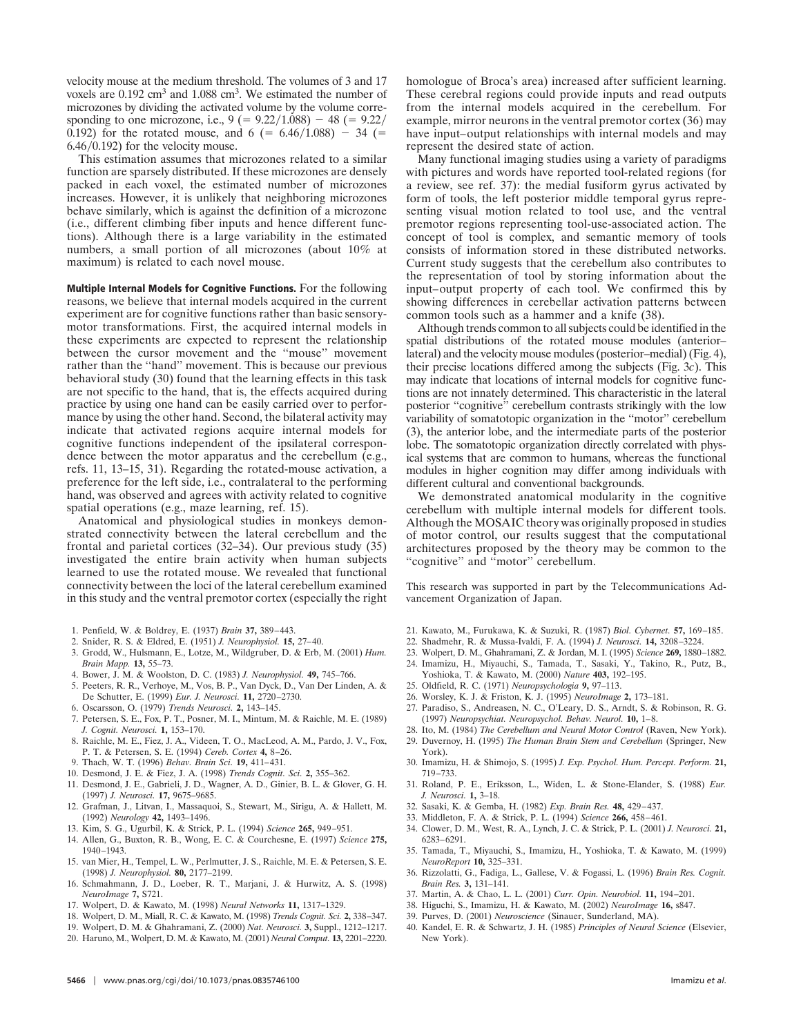velocity mouse at the medium threshold. The volumes of 3 and 17 voxels are 0.192 $cm^3$ and 1.088 $cm^3$. We estimated the number of microzones by dividing the activated volume by the volume corresponding to one microzone, i.e., 9 (= 9.22/1.088) – 48 (= 9.22/0.192) for the rotated mouse, and 6 (= 6.46/1.088) – 34 (= 6.46/0.192) for the velocity mouse.

This estimation assumes that microzones related to a similar function are sparsely distributed. If these microzones are densely packed in each voxel, the estimated number of microzones increases. However, it is unlikely that neighboring microzones behave similarly, which is against the definition of a microzone (i.e., different climbing fiber inputs and hence different functions). Although there is a large variability in the estimated numbers, a small portion of all microzones (about 10% at maximum) is related to each novel mouse.

**Multiple Internal Models for Cognitive Functions.** For the following reasons, we believe that internal models acquired in the current experiment are for cognitive functions rather than basic sensorymotor transformations. First, the acquired internal models in these experiments are expected to represent the relationship between the cursor movement and the "mouse" movement rather than the "hand" movement. This is because our previous behavioral study (30) found that the learning effects in this task are not specific to the hand, that is, the effects acquired during practice by using one hand can be easily carried over to performance by using the other hand. Second, the bilateral activity may indicate that activated regions acquire internal models for cognitive functions independent of the ipsilateral correspondence between the motor apparatus and the cerebellum (e.g., refs. 11, 13–15, 31). Regarding the rotated-mouse activation, a preference for the left side, i.e., contralateral to the performing hand, was observed and agrees with activity related to cognitive spatial operations (e.g., maze learning, ref. 15).

Anatomical and physiological studies in monkeys demonstrated connectivity between the lateral cerebellum and the frontal and parietal cortices (32–34). Our previous study (35) investigated the entire brain activity when human subjects learned to use the rotated mouse. We revealed that functional connectivity between the loci of the lateral cerebellum examined in this study and the ventral premotor cortex (especially the right homologue of Broca's area) increased after sufficient learning. These cerebral regions could provide inputs and read outputs from the internal models acquired in the cerebellum. For example, mirror neurons in the ventral premotor cortex (36) may have input–output relationships with internal models and may represent the desired state of action.

Many functional imaging studies using a variety of paradigms with pictures and words have reported tool-related regions (for a review, see ref. 37): the medial fusiform gyrus activated by form of tools, the left posterior middle temporal gyrus representing visual motion related to tool use, and the ventral premotor regions representing tool-use-associated action. The concept of tool is complex, and semantic memory of tools consists of information stored in these distributed networks. Current study suggests that the cerebellum also contributes to the representation of tool by storing information about the input–output property of each tool. We confirmed this by showing differences in cerebellar activation patterns between common tools such as a hammer and a knife (38).

Although trends common to all subjects could be identified in the spatial distributions of the rotated mouse modules (anterior–lateral) and the velocity mouse modules (posterior–medial) (Fig. 4), their precise locations differed among the subjects (Fig. 3*c*). This may indicate that locations of internal models for cognitive functions are not innately determined. This characteristic in the lateral posterior "cognitive" cerebellum contrasts strikingly with the low variability of somatotopic organization in the "motor" cerebellum (3), the anterior lobe, and the intermediate parts of the posterior lobe. The somatotopic organization directly correlated with physical systems that are common to humans, whereas the functional modules in higher cognition may differ among individuals with different cultural and conventional backgrounds.

We demonstrated anatomical modularity in the cognitive cerebellum with multiple internal models for different tools. Although the MOSAIC theory was originally proposed in studies of motor control, our results suggest that the computational architectures proposed by the theory may be common to the "cognitive" and "motor" cerebellum.

This research was supported in part by the Telecommunications Advancement Organization of Japan.

1. Penfield, W. & Boldrey, E. (1937) *Brain* **37,** 389–443.
2. Snider, R. S. & Eldred, E. (1951) *J. Neurophysiol.* **15,** 27–40.
3. Grodd, W., Hulsmann, E., Lotze, M., Wildgruber, D. & Erb, M. (2001) *Hum. Brain Mapp.* **13,** 55–73.
4. Bower, J. M. & Woolston, D. C. (1983) *J. Neurophysiol.* **49,** 745–766.
5. Peeters, R. R., Verhoye, M., Vos, B. P., Van Dyck, D., Van Der Linden, A. & De Schutter, E. (1999) *Eur. J. Neurosci.* **11,** 2720–2730.
6. Oscarsson, O. (1979) *Trends Neurosci.* **2,** 143–145.
7. Petersen, S. E., Fox, P. T., Posner, M. I., Mintum, M. & Raichle, M. E. (1989) *J. Cognit. Neurosci.* **1,** 153–170.
8. Raichle, M. E., Fiez, J. A., Videen, T. O., MacLeod, A. M., Pardo, J. V., Fox, P. T. & Petersen, S. E. (1994) *Cereb. Cortex* **4,** 8–26.
9. Thach, W. T. (1996) *Behav. Brain Sci.* **19,** 411–431.
10. Desmond, J. E. & Fiez, J. A. (1998) *Trends Cognit. Sci.* **2,** 355–362.
11. Desmond, J. E., Gabrieli, J. D., Wagner, A. D., Ginier, B. L. & Glover, G. H. (1997) *J. Neurosci.* **17,** 9675–9685.
12. Grafman, J., Litvan, I., Massaquoi, S., Stewart, M., Sirigu, A. & Hallett, M. (1992) *Neurology* **42,** 1493–1496.
13. Kim, S. G., Ugurbil, K. & Strick, P. L. (1994) *Science* **265,** 949–951.
14. Allen, G., Buxton, R. B., Wong, E. C. & Courchesne, E. (1997) *Science* **275,** 1940–1943.
15. van Mier, H., Tempel, L. W., Perlmutter, J. S., Raichle, M. E. & Petersen, S. E. (1998) *J. Neurophysiol.* **80,** 2177–2199.
16. Schmahmann, J. D., Loeber, R. T., Marjani, J. & Hurwitz, A. S. (1998) *NeuroImage* **7,** S721.
17. Wolpert, D. & Kawato, M. (1998) *Neural Networks* **11,** 1317–1329.
18. Wolpert, D. M., Miall, R. C. & Kawato, M. (1998) *Trends Cognit. Sci.* **2,** 338–347.
19. Wolpert, D. M. & Ghahramani, Z. (2000) *Nat. Neurosci.* **3,** Suppl., 1212–1217.
20. Haruno, M., Wolpert, D. M. & Kawato, M. (2001) *Neural Comput.* **13,** 2201–2220.
21. Kawato, M., Furukawa, K. & Suzuki, R. (1987) *Biol. Cybernet.* **57,** 169–185.
22. Shadmehr, R. & Mussa-Ivaldi, F. A. (1994) *J. Neurosci.* **14,** 3208–3224.
23. Wolpert, D. M., Ghahramani, Z. & Jordan, M. I. (1995) *Science* **269,** 1880–1882.
24. Imamizu, H., Miyauchi, S., Tamada, T., Sasaki, Y., Takino, R., Putz, B., Yoshioka, T. & Kawato, M. (2000) *Nature* **403,** 192–195.
25. Oldfield, R. C. (1971) *Neuropsychologia* **9,** 97–113.
26. Worsley, K. J. & Friston, K. J. (1995) *NeuroImage* **2,** 173–181.
27. Paradiso, S., Andreasen, N. C., O'Leary, D. S., Arndt, S. & Robinson, R. G. (1997) *Neuropsychiat. Neuropsychol. Behav. Neurol.* **10,** 1–8.
28. Ito, M. (1984) *The Cerebellum and Neural Motor Control* (Raven, New York).
29. Duvernoy, H. (1995) *The Human Brain Stem and Cerebellum* (Springer, New York).
30. Imamizu, H. & Shimojo, S. (1995) *J. Exp. Psychol. Hum. Percept. Perform.* **21,** 719–733.
31. Roland, P. E., Eriksson, L., Widen, L. & Stone-Elander, S. (1988) *Eur. J. Neurosci.* **1,** 3–18.
32. Sasaki, K. & Gemba, H. (1982) *Exp. Brain Res.* **48,** 429–437.
33. Middleton, F. A. & Strick, P. L. (1994) *Science* **266,** 458–461.
34. Clower, D. M., West, R. A., Lynch, J. C. & Strick, P. L. (2001) *J. Neurosci.* **21,** 6283–6291.
35. Tamada, T., Miyauchi, S., Imamizu, H., Yoshioka, T. & Kawato, M. (1999) *NeuroReport* **10,** 325–331.
36. Rizzolatti, G., Fadiga, L., Gallese, V. & Fogassi, L. (1996) *Brain Res. Cognit. Brain Res.* **3,** 131–141.
37. Martin, A. & Chao, L. L. (2001) *Curr. Opin. Neurobiol.* **11,** 194–201.
38. Higuchi, S., Imamizu, H. & Kawato, M. (2002) *NeuroImage* **16,** s847.
39. Purves, D. (2001) *Neuroscience* (Sinauer, Sunderland, MA).
40. Kandel, E. R. & Schwartz, J. H. (1985) *Principles of Neural Science* (Elsevier, New York).